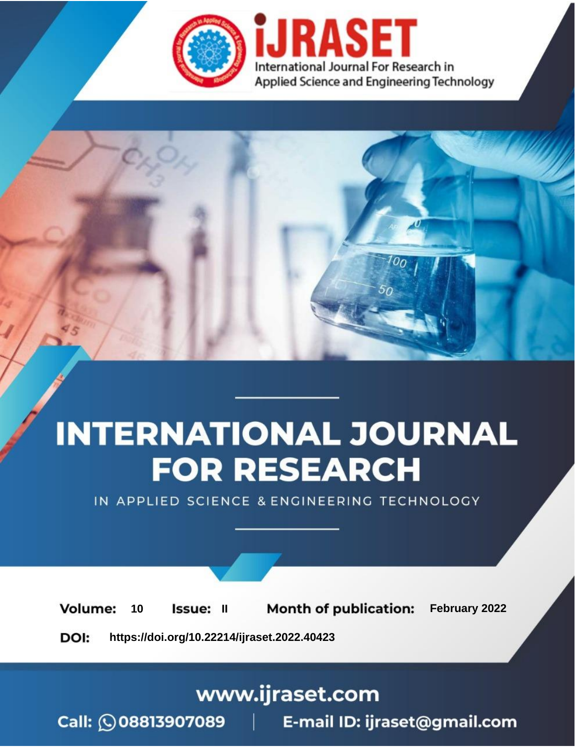iJRASET

International Journal For Research in Applied Science and Engineering Technology

# INTERNATIONAL JOURNAL FOR RESEARCH

IN APPLIED SCIENCE & ENGINEERING TECHNOLOGY

**Volume:** 10 **Issue:** II **Month of publication:** February 2022

**DOI:** https://doi.org/10.22214/ijraset.2022.40423

www.ijraset.com

Call: 08813907089 | E-mail ID: ijraset@gmail.com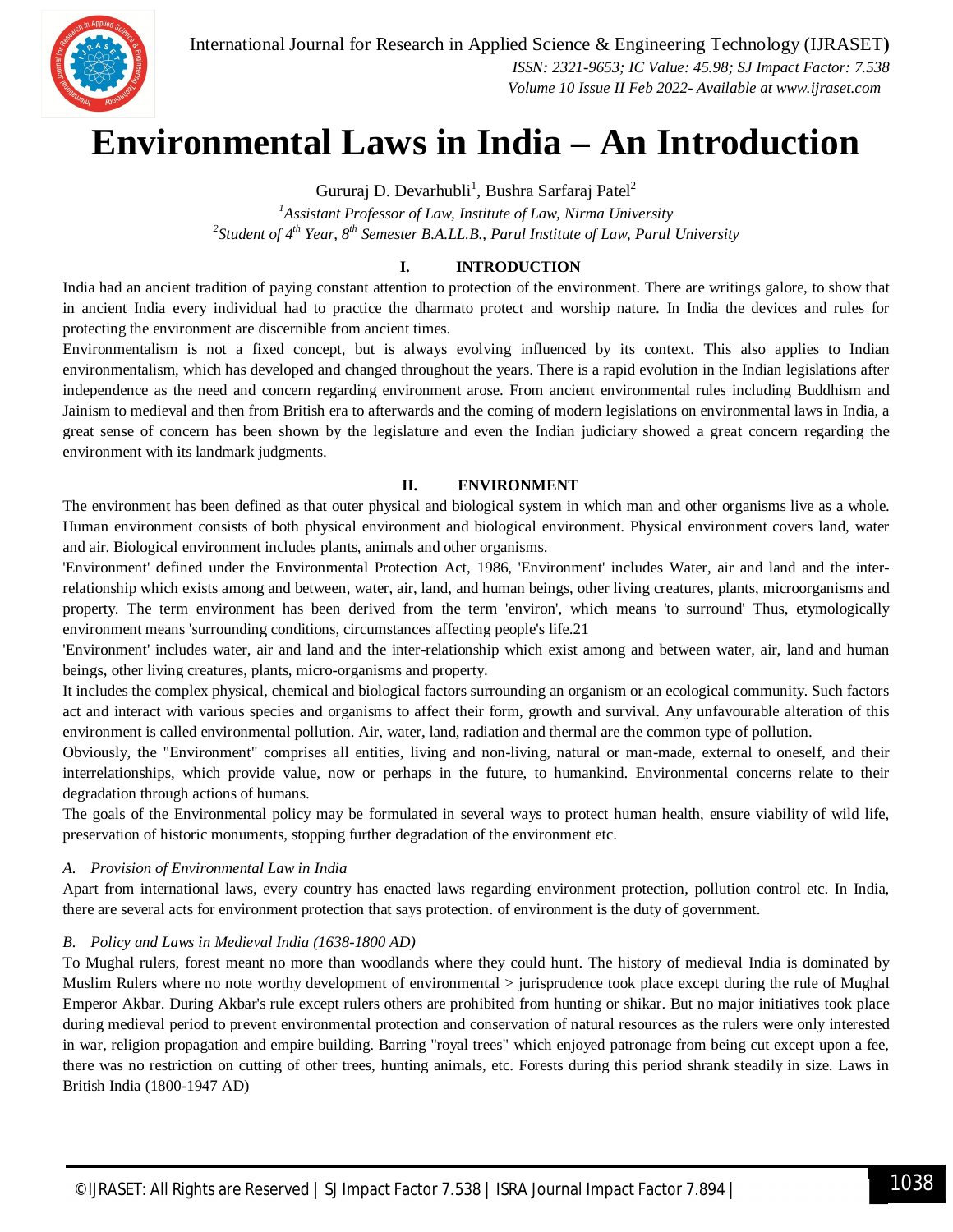# Environmental Laws in India – An Introduction

Gururaj D. Devarhubli[1], Bushra Sarfaraj Patel[2]

[1]*Assistant Professor of Law, Institute of Law, Nirma University*

[2]*Student of 4th Year, 8th Semester B.A.LL.B., Parul Institute of Law, Parul University*

## I. INTRODUCTION

India had an ancient tradition of paying constant attention to protection of the environment. There are writings galore, to show that in ancient India every individual had to practice the dharmato protect and worship nature. In India the devices and rules for protecting the environment are discernible from ancient times.

Environmentalism is not a fixed concept, but is always evolving influenced by its context. This also applies to Indian environmentalism, which has developed and changed throughout the years. There is a rapid evolution in the Indian legislations after independence as the need and concern regarding environment arose. From ancient environmental rules including Buddhism and Jainism to medieval and then from British era to afterwards and the coming of modern legislations on environmental laws in India, a great sense of concern has been shown by the legislature and even the Indian judiciary showed a great concern regarding the environment with its landmark judgments.

## II. ENVIRONMENT

The environment has been defined as that outer physical and biological system in which man and other organisms live as a whole. Human environment consists of both physical environment and biological environment. Physical environment covers land, water and air. Biological environment includes plants, animals and other organisms.

'Environment' defined under the Environmental Protection Act, 1986, 'Environment' includes Water, air and land and the inter-relationship which exists among and between, water, air, land, and human beings, other living creatures, plants, microorganisms and property. The term environment has been derived from the term 'environ', which means 'to surround' Thus, etymologically environment means 'surrounding conditions, circumstances affecting people's life.21

'Environment' includes water, air and land and the inter-relationship which exist among and between water, air, land and human beings, other living creatures, plants, micro-organisms and property.

It includes the complex physical, chemical and biological factors surrounding an organism or an ecological community. Such factors act and interact with various species and organisms to affect their form, growth and survival. Any unfavourable alteration of this environment is called environmental pollution. Air, water, land, radiation and thermal are the common type of pollution.

Obviously, the "Environment" comprises all entities, living and non-living, natural or man-made, external to oneself, and their interrelationships, which provide value, now or perhaps in the future, to humankind. Environmental concerns relate to their degradation through actions of humans.

The goals of the Environmental policy may be formulated in several ways to protect human health, ensure viability of wild life, preservation of historic monuments, stopping further degradation of the environment etc.

### *A. Provision of Environmental Law in India*

Apart from international laws, every country has enacted laws regarding environment protection, pollution control etc. In India, there are several acts for environment protection that says protection. of environment is the duty of government.

### *B. Policy and Laws in Medieval India (1638-1800 AD)*

To Mughal rulers, forest meant no more than woodlands where they could hunt. The history of medieval India is dominated by Muslim Rulers where no note worthy development of environmental > jurisprudence took place except during the rule of Mughal Emperor Akbar. During Akbar's rule except rulers others are prohibited from hunting or shikar. But no major initiatives took place during medieval period to prevent environmental protection and conservation of natural resources as the rulers were only interested in war, religion propagation and empire building. Barring "royal trees" which enjoyed patronage from being cut except upon a fee, there was no restriction on cutting of other trees, hunting animals, etc. Forests during this period shrank steadily in size. Laws in British India (1800-1947 AD)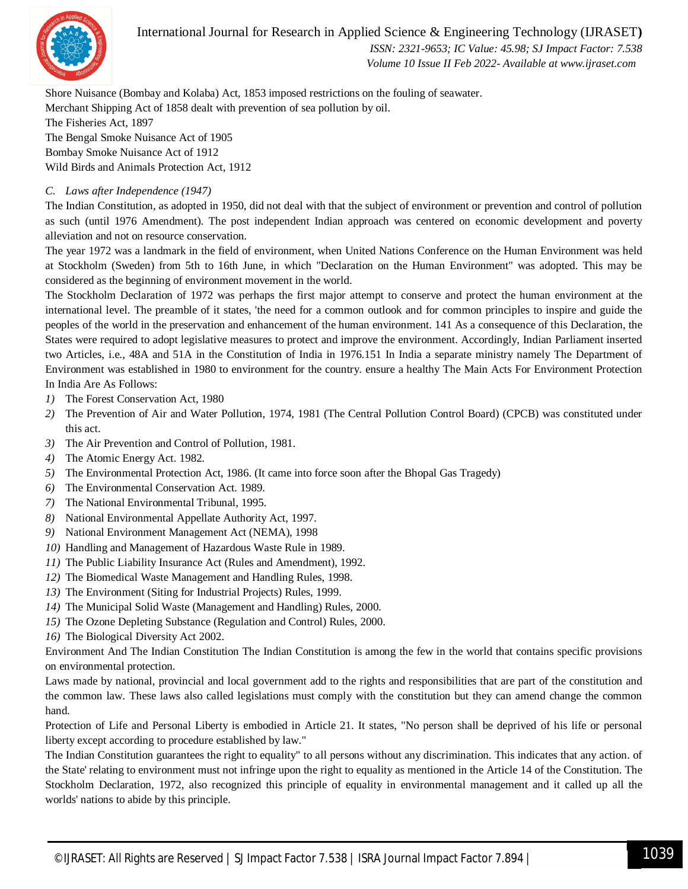Shore Nuisance (Bombay and Kolaba) Act, 1853 imposed restrictions on the fouling of seawater.
Merchant Shipping Act of 1858 dealt with prevention of sea pollution by oil.
The Fisheries Act, 1897
The Bengal Smoke Nuisance Act of 1905
Bombay Smoke Nuisance Act of 1912
Wild Birds and Animals Protection Act, 1912

### *C. Laws after Independence (1947)*

The Indian Constitution, as adopted in 1950, did not deal with that the subject of environment or prevention and control of pollution as such (until 1976 Amendment). The post independent Indian approach was centered on economic development and poverty alleviation and not on resource conservation.

The year 1972 was a landmark in the field of environment, when United Nations Conference on the Human Environment was held at Stockholm (Sweden) from 5th to 16th June, in which "Declaration on the Human Environment" was adopted. This may be considered as the beginning of environment movement in the world.

The Stockholm Declaration of 1972 was perhaps the first major attempt to conserve and protect the human environment at the international level. The preamble of it states, 'the need for a common outlook and for common principles to inspire and guide the peoples of the world in the preservation and enhancement of the human environment. 141 As a consequence of this Declaration, the States were required to adopt legislative measures to protect and improve the environment. Accordingly, Indian Parliament inserted two Articles, i.e., 48A and 51A in the Constitution of India in 1976.151 In India a separate ministry namely The Department of Environment was established in 1980 to environment for the country. ensure a healthy The Main Acts For Environment Protection In India Are As Follows:

1) The Forest Conservation Act, 1980
2) The Prevention of Air and Water Pollution, 1974, 1981 (The Central Pollution Control Board) (CPCB) was constituted under this act.
3) The Air Prevention and Control of Pollution, 1981.
4) The Atomic Energy Act. 1982.
5) The Environmental Protection Act, 1986. (It came into force soon after the Bhopal Gas Tragedy)
6) The Environmental Conservation Act. 1989.
7) The National Environmental Tribunal, 1995.
8) National Environmental Appellate Authority Act, 1997.
9) National Environment Management Act (NEMA), 1998
10) Handling and Management of Hazardous Waste Rule in 1989.
11) The Public Liability Insurance Act (Rules and Amendment), 1992.
12) The Biomedical Waste Management and Handling Rules, 1998.
13) The Environment (Siting for Industrial Projects) Rules, 1999.
14) The Municipal Solid Waste (Management and Handling) Rules, 2000.
15) The Ozone Depleting Substance (Regulation and Control) Rules, 2000.
16) The Biological Diversity Act 2002.

Environment And The Indian Constitution The Indian Constitution is among the few in the world that contains specific provisions on environmental protection.

Laws made by national, provincial and local government add to the rights and responsibilities that are part of the constitution and the common law. These laws also called legislations must comply with the constitution but they can amend change the common hand.

Protection of Life and Personal Liberty is embodied in Article 21. It states, "No person shall be deprived of his life or personal liberty except according to procedure established by law."

The Indian Constitution guarantees the right to equality" to all persons without any discrimination. This indicates that any action. of the State' relating to environment must not infringe upon the right to equality as mentioned in the Article 14 of the Constitution. The Stockholm Declaration, 1972, also recognized this principle of equality in environmental management and it called up all the worlds' nations to abide by this principle.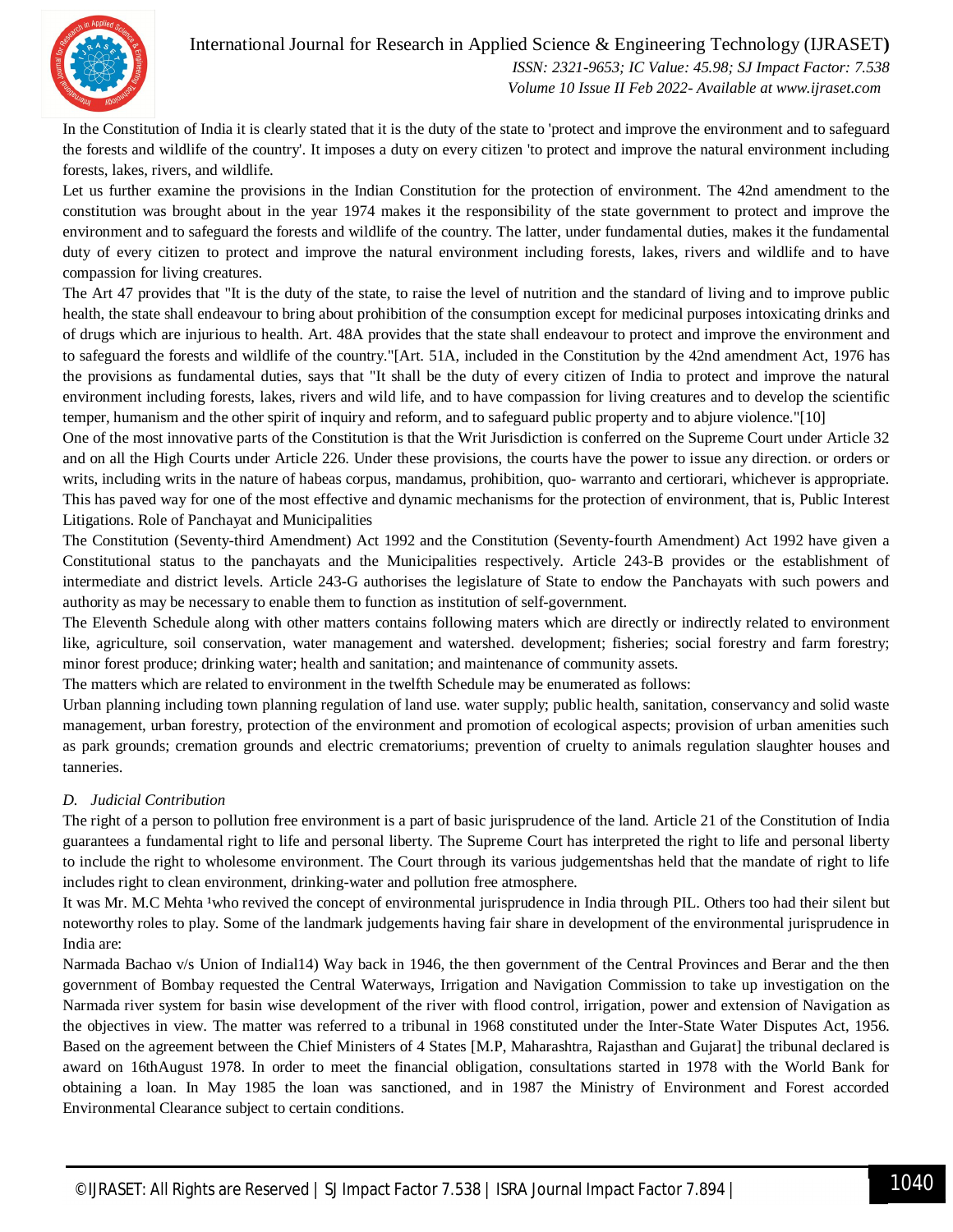In the Constitution of India it is clearly stated that it is the duty of the state to 'protect and improve the environment and to safeguard the forests and wildlife of the country'. It imposes a duty on every citizen 'to protect and improve the natural environment including forests, lakes, rivers, and wildlife.

Let us further examine the provisions in the Indian Constitution for the protection of environment. The 42nd amendment to the constitution was brought about in the year 1974 makes it the responsibility of the state government to protect and improve the environment and to safeguard the forests and wildlife of the country. The latter, under fundamental duties, makes it the fundamental duty of every citizen to protect and improve the natural environment including forests, lakes, rivers and wildlife and to have compassion for living creatures.

The Art 47 provides that "It is the duty of the state, to raise the level of nutrition and the standard of living and to improve public health, the state shall endeavour to bring about prohibition of the consumption except for medicinal purposes intoxicating drinks and of drugs which are injurious to health. Art. 48A provides that the state shall endeavour to protect and improve the environment and to safeguard the forests and wildlife of the country."[Art. 51A, included in the Constitution by the 42nd amendment Act, 1976 has the provisions as fundamental duties, says that "It shall be the duty of every citizen of India to protect and improve the natural environment including forests, lakes, rivers and wild life, and to have compassion for living creatures and to develop the scientific temper, humanism and the other spirit of inquiry and reform, and to safeguard public property and to abjure violence."[10]

One of the most innovative parts of the Constitution is that the Writ Jurisdiction is conferred on the Supreme Court under Article 32 and on all the High Courts under Article 226. Under these provisions, the courts have the power to issue any direction. or orders or writs, including writs in the nature of habeas corpus, mandamus, prohibition, quo- warranto and certiorari, whichever is appropriate. This has paved way for one of the most effective and dynamic mechanisms for the protection of environment, that is, Public Interest Litigations. Role of Panchayat and Municipalities

The Constitution (Seventy-third Amendment) Act 1992 and the Constitution (Seventy-fourth Amendment) Act 1992 have given a Constitutional status to the panchayats and the Municipalities respectively. Article 243-B provides or the establishment of intermediate and district levels. Article 243-G authorises the legislature of State to endow the Panchayats with such powers and authority as may be necessary to enable them to function as institution of self-government.

The Eleventh Schedule along with other matters contains following maters which are directly or indirectly related to environment like, agriculture, soil conservation, water management and watershed. development; fisheries; social forestry and farm forestry; minor forest produce; drinking water; health and sanitation; and maintenance of community assets.

The matters which are related to environment in the twelfth Schedule may be enumerated as follows:

Urban planning including town planning regulation of land use. water supply; public health, sanitation, conservancy and solid waste management, urban forestry, protection of the environment and promotion of ecological aspects; provision of urban amenities such as park grounds; cremation grounds and electric crematoriums; prevention of cruelty to animals regulation slaughter houses and tanneries.

### *D. Judicial Contribution*

The right of a person to pollution free environment is a part of basic jurisprudence of the land. Article 21 of the Constitution of India guarantees a fundamental right to life and personal liberty. The Supreme Court has interpreted the right to life and personal liberty to include the right to wholesome environment. The Court through its various judgementshas held that the mandate of right to life includes right to clean environment, drinking-water and pollution free atmosphere.

It was Mr. M.C Mehta [1]who revived the concept of environmental jurisprudence in India through PIL. Others too had their silent but noteworthy roles to play. Some of the landmark judgements having fair share in development of the environmental jurisprudence in India are:

Narmada Bachao v/s Union of Indial14) Way back in 1946, the then government of the Central Provinces and Berar and the then government of Bombay requested the Central Waterways, Irrigation and Navigation Commission to take up investigation on the Narmada river system for basin wise development of the river with flood control, irrigation, power and extension of Navigation as the objectives in view. The matter was referred to a tribunal in 1968 constituted under the Inter-State Water Disputes Act, 1956. Based on the agreement between the Chief Ministers of 4 States [M.P, Maharashtra, Rajasthan and Gujarat] the tribunal declared is award on 16thAugust 1978. In order to meet the financial obligation, consultations started in 1978 with the World Bank for obtaining a loan. In May 1985 the loan was sanctioned, and in 1987 the Ministry of Environment and Forest accorded Environmental Clearance subject to certain conditions.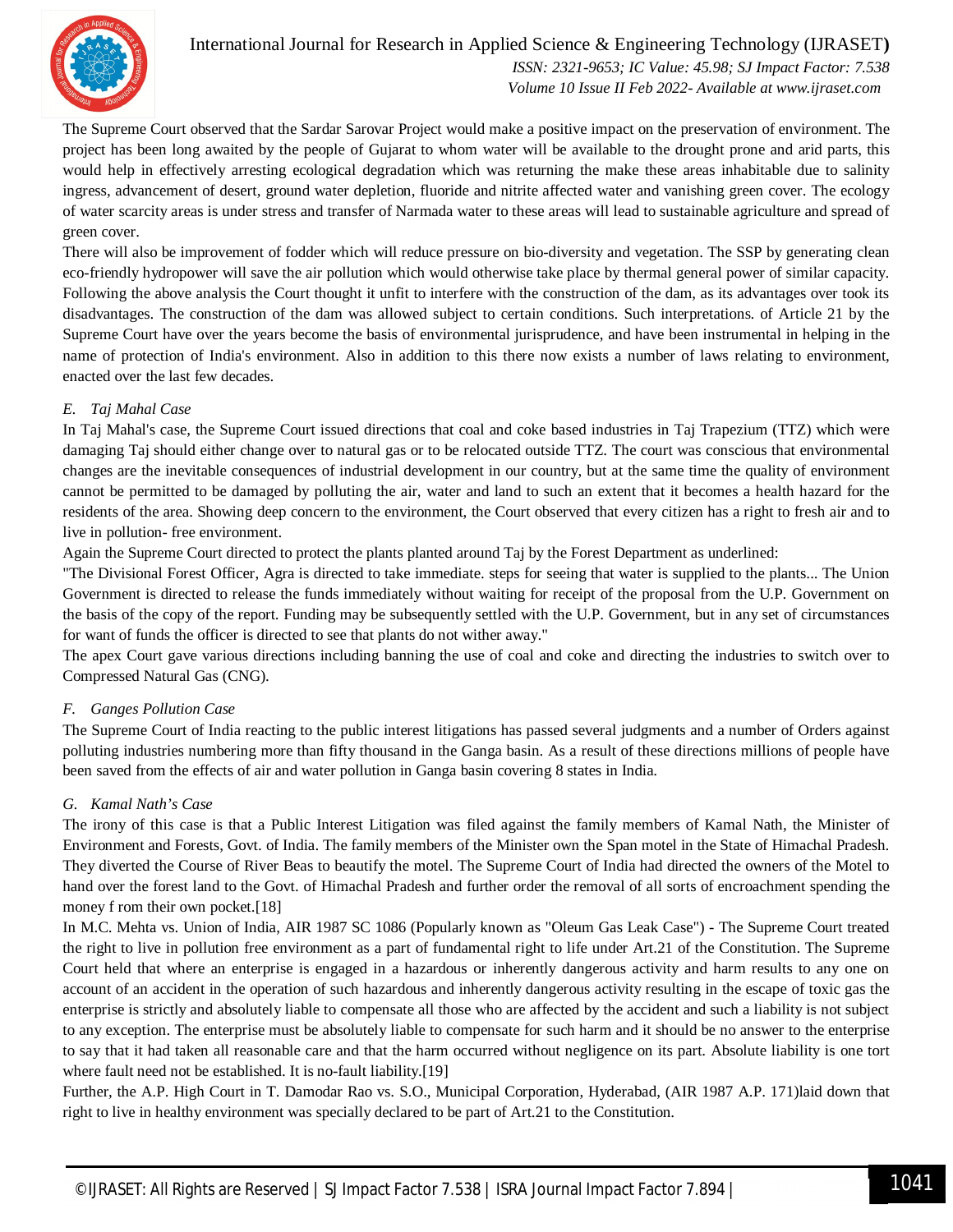The Supreme Court observed that the Sardar Sarovar Project would make a positive impact on the preservation of environment. The project has been long awaited by the people of Gujarat to whom water will be available to the drought prone and arid parts, this would help in effectively arresting ecological degradation which was returning the make these areas inhabitable due to salinity ingress, advancement of desert, ground water depletion, fluoride and nitrite affected water and vanishing green cover. The ecology of water scarcity areas is under stress and transfer of Narmada water to these areas will lead to sustainable agriculture and spread of green cover.

There will also be improvement of fodder which will reduce pressure on bio-diversity and vegetation. The SSP by generating clean eco-friendly hydropower will save the air pollution which would otherwise take place by thermal general power of similar capacity. Following the above analysis the Court thought it unfit to interfere with the construction of the dam, as its advantages over took its disadvantages. The construction of the dam was allowed subject to certain conditions. Such interpretations. of Article 21 by the Supreme Court have over the years become the basis of environmental jurisprudence, and have been instrumental in helping in the name of protection of India's environment. Also in addition to this there now exists a number of laws relating to environment, enacted over the last few decades.

### *E. Taj Mahal Case*

In Taj Mahal's case, the Supreme Court issued directions that coal and coke based industries in Taj Trapezium (TTZ) which were damaging Taj should either change over to natural gas or to be relocated outside TTZ. The court was conscious that environmental changes are the inevitable consequences of industrial development in our country, but at the same time the quality of environment cannot be permitted to be damaged by polluting the air, water and land to such an extent that it becomes a health hazard for the residents of the area. Showing deep concern to the environment, the Court observed that every citizen has a right to fresh air and to live in pollution- free environment.

Again the Supreme Court directed to protect the plants planted around Taj by the Forest Department as underlined:

"The Divisional Forest Officer, Agra is directed to take immediate. steps for seeing that water is supplied to the plants... The Union Government is directed to release the funds immediately without waiting for receipt of the proposal from the U.P. Government on the basis of the copy of the report. Funding may be subsequently settled with the U.P. Government, but in any set of circumstances for want of funds the officer is directed to see that plants do not wither away."

The apex Court gave various directions including banning the use of coal and coke and directing the industries to switch over to Compressed Natural Gas (CNG).

### *F. Ganges Pollution Case*

The Supreme Court of India reacting to the public interest litigations has passed several judgments and a number of Orders against polluting industries numbering more than fifty thousand in the Ganga basin. As a result of these directions millions of people have been saved from the effects of air and water pollution in Ganga basin covering 8 states in India.

### *G. Kamal Nath's Case*

The irony of this case is that a Public Interest Litigation was filed against the family members of Kamal Nath, the Minister of Environment and Forests, Govt. of India. The family members of the Minister own the Span motel in the State of Himachal Pradesh. They diverted the Course of River Beas to beautify the motel. The Supreme Court of India had directed the owners of the Motel to hand over the forest land to the Govt. of Himachal Pradesh and further order the removal of all sorts of encroachment spending the money f rom their own pocket.[18]

In M.C. Mehta vs. Union of India, AIR 1987 SC 1086 (Popularly known as "Oleum Gas Leak Case") - The Supreme Court treated the right to live in pollution free environment as a part of fundamental right to life under Art.21 of the Constitution. The Supreme Court held that where an enterprise is engaged in a hazardous or inherently dangerous activity and harm results to any one on account of an accident in the operation of such hazardous and inherently dangerous activity resulting in the escape of toxic gas the enterprise is strictly and absolutely liable to compensate all those who are affected by the accident and such a liability is not subject to any exception. The enterprise must be absolutely liable to compensate for such harm and it should be no answer to the enterprise to say that it had taken all reasonable care and that the harm occurred without negligence on its part. Absolute liability is one tort where fault need not be established. It is no-fault liability.[19]

Further, the A.P. High Court in T. Damodar Rao vs. S.O., Municipal Corporation, Hyderabad, (AIR 1987 A.P. 171)laid down that right to live in healthy environment was specially declared to be part of Art.21 to the Constitution.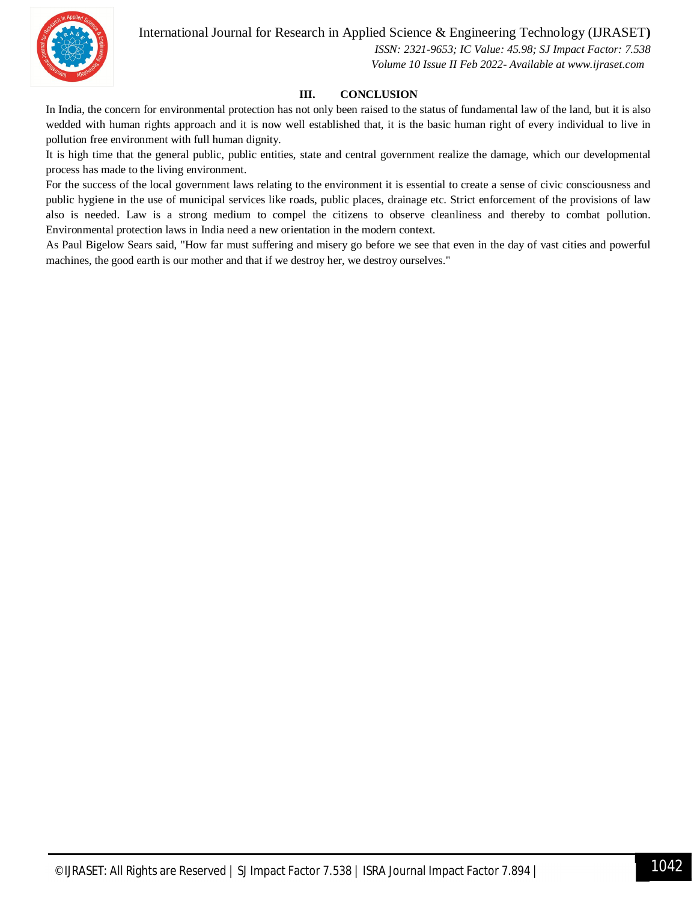## III. CONCLUSION

In India, the concern for environmental protection has not only been raised to the status of fundamental law of the land, but it is also wedded with human rights approach and it is now well established that, it is the basic human right of every individual to live in pollution free environment with full human dignity.

It is high time that the general public, public entities, state and central government realize the damage, which our developmental process has made to the living environment.

For the success of the local government laws relating to the environment it is essential to create a sense of civic consciousness and public hygiene in the use of municipal services like roads, public places, drainage etc. Strict enforcement of the provisions of law also is needed. Law is a strong medium to compel the citizens to observe cleanliness and thereby to combat pollution. Environmental protection laws in India need a new orientation in the modern context.

As Paul Bigelow Sears said, "How far must suffering and misery go before we see that even in the day of vast cities and powerful machines, the good earth is our mother and that if we destroy her, we destroy ourselves."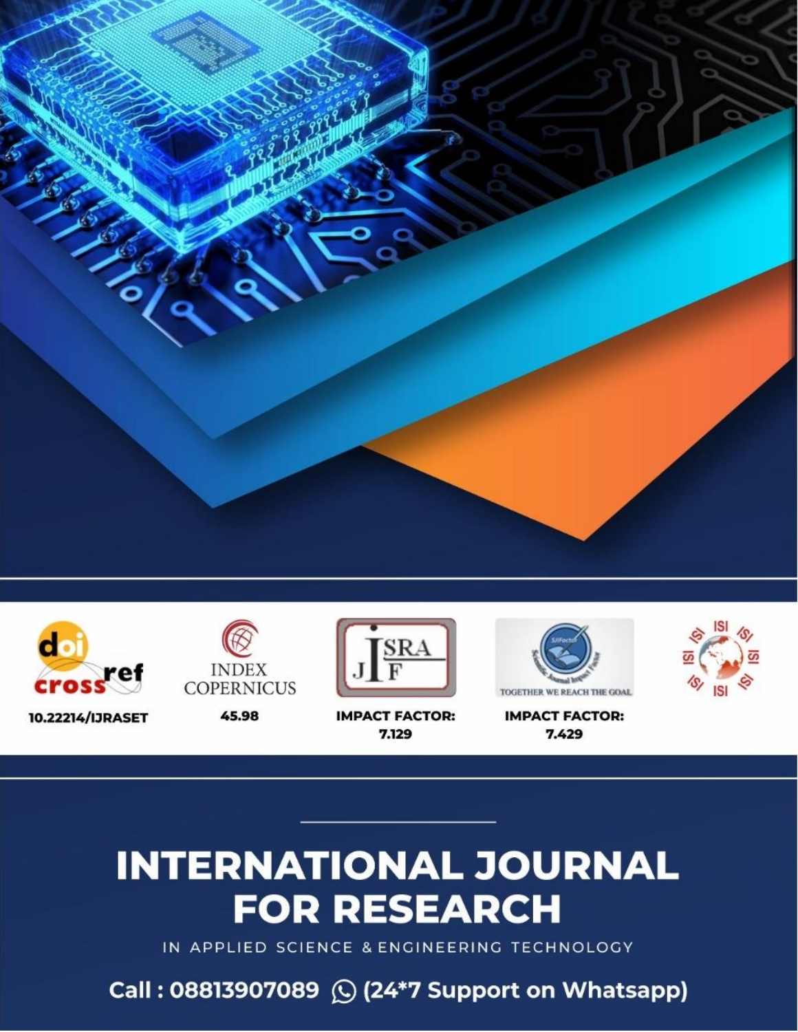10.22214/IJRASET

45.98

IMPACT FACTOR: 7.129

IMPACT FACTOR: 7.429

# INTERNATIONAL JOURNAL FOR RESEARCH

IN APPLIED SCIENCE & ENGINEERING TECHNOLOGY

Call : 08813907089 (24*7 Support on Whatsapp)